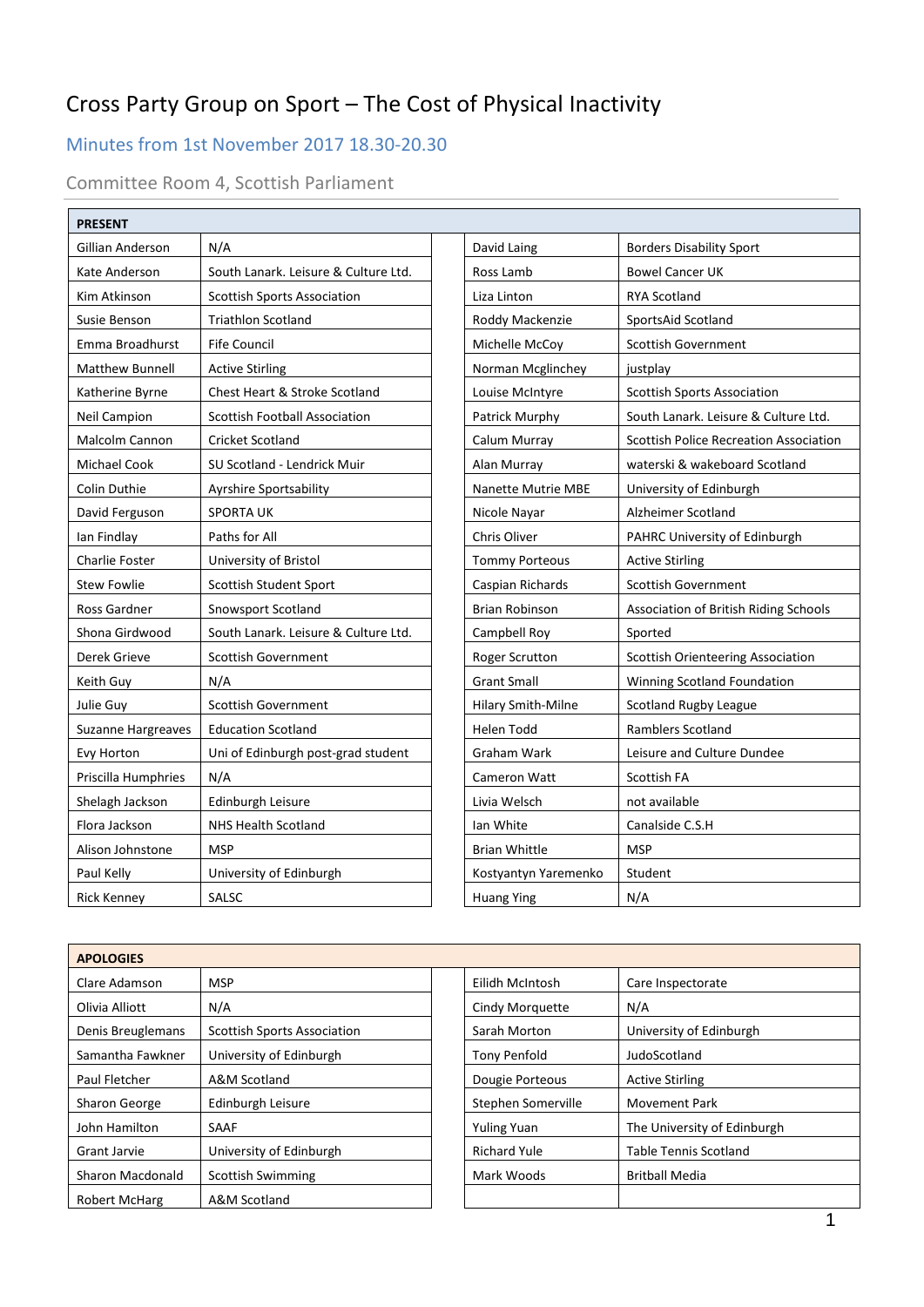# Cross Party Group on Sport – The Cost of Physical Inactivity

## Minutes from 1st November 2017 18.30-20.30

### Committee Room 4, Scottish Parliament

| PRESENT | | | |
|---|---|---|---|
| Gillian Anderson | N/A | David Laing | Borders Disability Sport |
| Kate Anderson | South Lanark. Leisure & Culture Ltd. | Ross Lamb | Bowel Cancer UK |
| Kim Atkinson | Scottish Sports Association | Liza Linton | RYA Scotland |
| Susie Benson | Triathlon Scotland | Roddy Mackenzie | SportsAid Scotland |
| Emma Broadhurst | Fife Council | Michelle McCoy | Scottish Government |
| Matthew Bunnell | Active Stirling | Norman Mcglinchey | justplay |
| Katherine Byrne | Chest Heart & Stroke Scotland | Louise McIntyre | Scottish Sports Association |
| Neil Campion | Scottish Football Association | Patrick Murphy | South Lanark. Leisure & Culture Ltd. |
| Malcolm Cannon | Cricket Scotland | Calum Murray | Scottish Police Recreation Association |
| Michael Cook | SU Scotland - Lendrick Muir | Alan Murray | waterski & wakeboard Scotland |
| Colin Duthie | Ayrshire Sportsability | Nanette Mutrie MBE | University of Edinburgh |
| David Ferguson | SPORTA UK | Nicole Nayar | Alzheimer Scotland |
| Ian Findlay | Paths for All | Chris Oliver | PAHRC University of Edinburgh |
| Charlie Foster | University of Bristol | Tommy Porteous | Active Stirling |
| Stew Fowlie | Scottish Student Sport | Caspian Richards | Scottish Government |
| Ross Gardner | Snowsport Scotland | Brian Robinson | Association of British Riding Schools |
| Shona Girdwood | South Lanark. Leisure & Culture Ltd. | Campbell Roy | Sported |
| Derek Grieve | Scottish Government | Roger Scrutton | Scottish Orienteering Association |
| Keith Guy | N/A | Grant Small | Winning Scotland Foundation |
| Julie Guy | Scottish Government | Hilary Smith-Milne | Scotland Rugby League |
| Suzanne Hargreaves | Education Scotland | Helen Todd | Ramblers Scotland |
| Evy Horton | Uni of Edinburgh post-grad student | Graham Wark | Leisure and Culture Dundee |
| Priscilla Humphries | N/A | Cameron Watt | Scottish FA |
| Shelagh Jackson | Edinburgh Leisure | Livia Welsch | not available |
| Flora Jackson | NHS Health Scotland | Ian White | Canalside C.S.H |
| Alison Johnstone | MSP | Brian Whittle | MSP |
| Paul Kelly | University of Edinburgh | Kostyantyn Yaremenko | Student |
| Rick Kenney | SALSC | Huang Ying | N/A |

| APOLOGIES | | | |
|---|---|---|---|
| Clare Adamson | MSP | Eilidh McIntosh | Care Inspectorate |
| Olivia Alliott | N/A | Cindy Morquette | N/A |
| Denis Breuglemans | Scottish Sports Association | Sarah Morton | University of Edinburgh |
| Samantha Fawkner | University of Edinburgh | Tony Penfold | JudoScotland |
| Paul Fletcher | A&M Scotland | Dougie Porteous | Active Stirling |
| Sharon George | Edinburgh Leisure | Stephen Somerville | Movement Park |
| John Hamilton | SAAF | Yuling Yuan | The University of Edinburgh |
| Grant Jarvie | University of Edinburgh | Richard Yule | Table Tennis Scotland |
| Sharon Macdonald | Scottish Swimming | Mark Woods | Britball Media |
| Robert McHarg | A&M Scotland | | |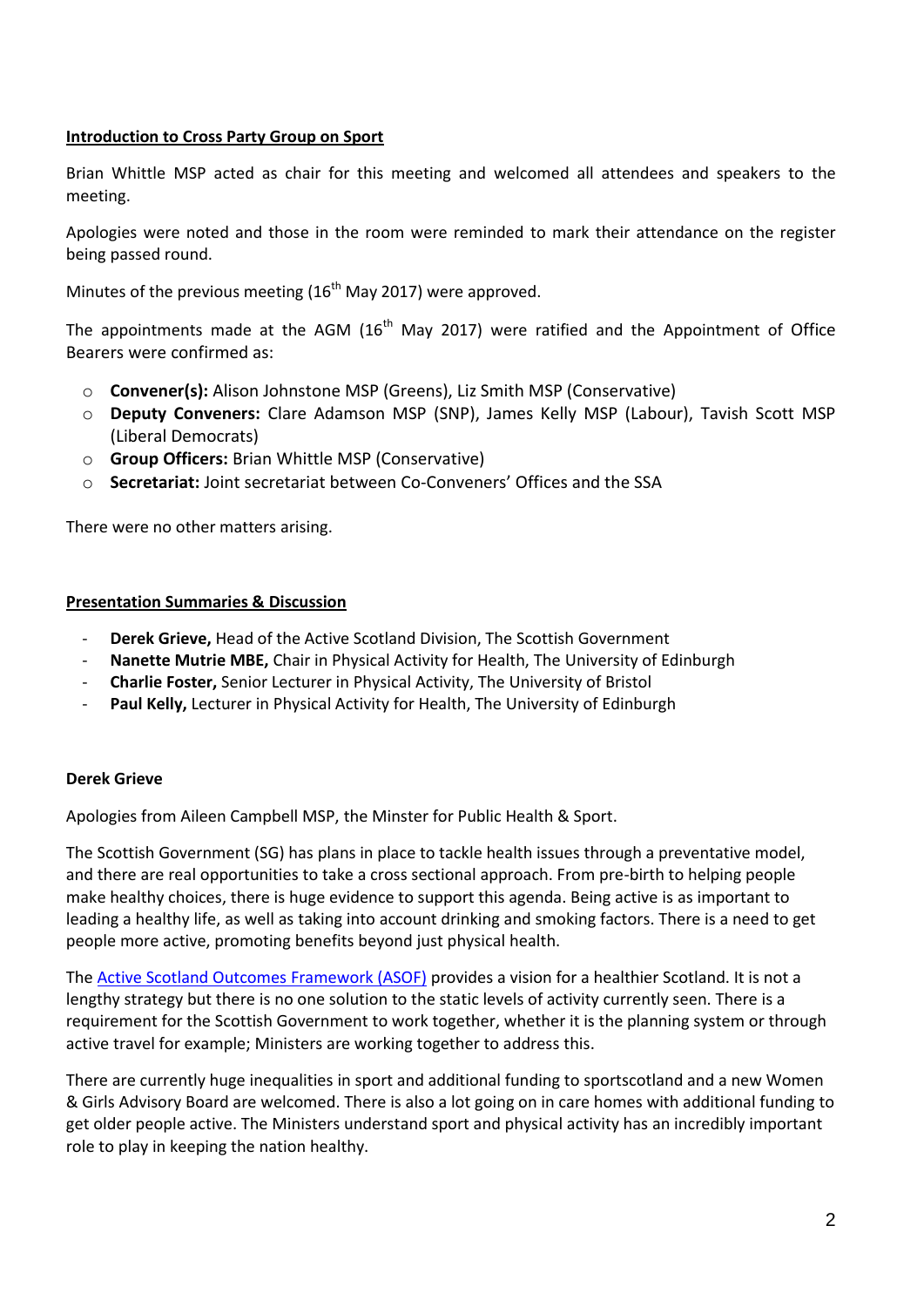**Introduction to Cross Party Group on Sport**

Brian Whittle MSP acted as chair for this meeting and welcomed all attendees and speakers to the meeting.

Apologies were noted and those in the room were reminded to mark their attendance on the register being passed round.

Minutes of the previous meeting (16th May 2017) were approved.

The appointments made at the AGM (16th May 2017) were ratified and the Appointment of Office Bearers were confirmed as:

- **Convener(s):** Alison Johnstone MSP (Greens), Liz Smith MSP (Conservative)
- **Deputy Conveners:** Clare Adamson MSP (SNP), James Kelly MSP (Labour), Tavish Scott MSP (Liberal Democrats)
- **Group Officers:** Brian Whittle MSP (Conservative)
- **Secretariat:** Joint secretariat between Co-Conveners' Offices and the SSA

There were no other matters arising.

**Presentation Summaries & Discussion**

- **Derek Grieve,** Head of the Active Scotland Division, The Scottish Government
- **Nanette Mutrie MBE,** Chair in Physical Activity for Health, The University of Edinburgh
- **Charlie Foster,** Senior Lecturer in Physical Activity, The University of Bristol
- **Paul Kelly,** Lecturer in Physical Activity for Health, The University of Edinburgh

**Derek Grieve**

Apologies from Aileen Campbell MSP, the Minster for Public Health & Sport.

The Scottish Government (SG) has plans in place to tackle health issues through a preventative model, and there are real opportunities to take a cross sectional approach. From pre-birth to helping people make healthy choices, there is huge evidence to support this agenda. Being active is as important to leading a healthy life, as well as taking into account drinking and smoking factors. There is a need to get people more active, promoting benefits beyond just physical health.

The Active Scotland Outcomes Framework (ASOF) provides a vision for a healthier Scotland. It is not a lengthy strategy but there is no one solution to the static levels of activity currently seen. There is a requirement for the Scottish Government to work together, whether it is the planning system or through active travel for example; Ministers are working together to address this.

There are currently huge inequalities in sport and additional funding to sportscotland and a new Women & Girls Advisory Board are welcomed. There is also a lot going on in care homes with additional funding to get older people active. The Ministers understand sport and physical activity has an incredibly important role to play in keeping the nation healthy.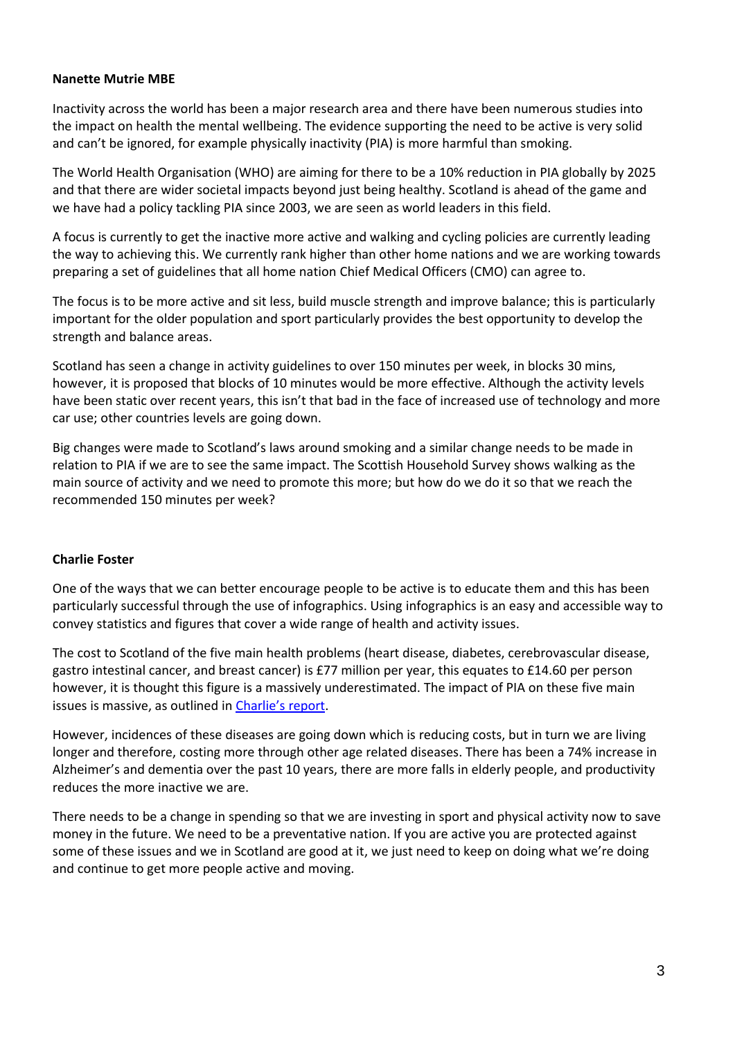**Nanette Mutrie MBE**

Inactivity across the world has been a major research area and there have been numerous studies into the impact on health the mental wellbeing. The evidence supporting the need to be active is very solid and can't be ignored, for example physically inactivity (PIA) is more harmful than smoking.

The World Health Organisation (WHO) are aiming for there to be a 10% reduction in PIA globally by 2025 and that there are wider societal impacts beyond just being healthy. Scotland is ahead of the game and we have had a policy tackling PIA since 2003, we are seen as world leaders in this field.

A focus is currently to get the inactive more active and walking and cycling policies are currently leading the way to achieving this. We currently rank higher than other home nations and we are working towards preparing a set of guidelines that all home nation Chief Medical Officers (CMO) can agree to.

The focus is to be more active and sit less, build muscle strength and improve balance; this is particularly important for the older population and sport particularly provides the best opportunity to develop the strength and balance areas.

Scotland has seen a change in activity guidelines to over 150 minutes per week, in blocks 30 mins, however, it is proposed that blocks of 10 minutes would be more effective. Although the activity levels have been static over recent years, this isn't that bad in the face of increased use of technology and more car use; other countries levels are going down.

Big changes were made to Scotland's laws around smoking and a similar change needs to be made in relation to PIA if we are to see the same impact. The Scottish Household Survey shows walking as the main source of activity and we need to promote this more; but how do we do it so that we reach the recommended 150 minutes per week?

**Charlie Foster**

One of the ways that we can better encourage people to be active is to educate them and this has been particularly successful through the use of infographics. Using infographics is an easy and accessible way to convey statistics and figures that cover a wide range of health and activity issues.

The cost to Scotland of the five main health problems (heart disease, diabetes, cerebrovascular disease, gastro intestinal cancer, and breast cancer) is £77 million per year, this equates to £14.60 per person however, it is thought this figure is a massively underestimated. The impact of PIA on these five main issues is massive, as outlined in Charlie's report.

However, incidences of these diseases are going down which is reducing costs, but in turn we are living longer and therefore, costing more through other age related diseases. There has been a 74% increase in Alzheimer's and dementia over the past 10 years, there are more falls in elderly people, and productivity reduces the more inactive we are.

There needs to be a change in spending so that we are investing in sport and physical activity now to save money in the future. We need to be a preventative nation. If you are active you are protected against some of these issues and we in Scotland are good at it, we just need to keep on doing what we're doing and continue to get more people active and moving.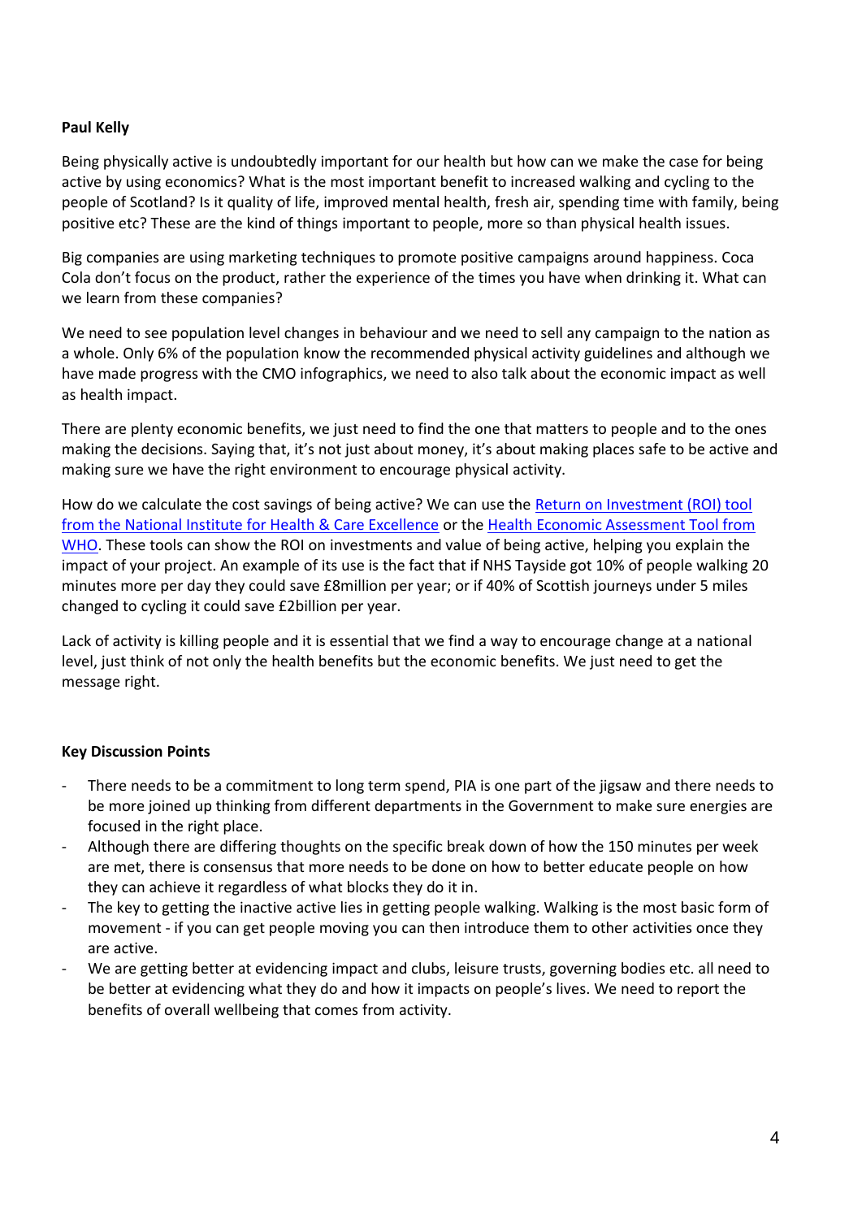**Paul Kelly**

Being physically active is undoubtedly important for our health but how can we make the case for being active by using economics? What is the most important benefit to increased walking and cycling to the people of Scotland? Is it quality of life, improved mental health, fresh air, spending time with family, being positive etc? These are the kind of things important to people, more so than physical health issues.

Big companies are using marketing techniques to promote positive campaigns around happiness. Coca Cola don't focus on the product, rather the experience of the times you have when drinking it. What can we learn from these companies?

We need to see population level changes in behaviour and we need to sell any campaign to the nation as a whole. Only 6% of the population know the recommended physical activity guidelines and although we have made progress with the CMO infographics, we need to also talk about the economic impact as well as health impact.

There are plenty economic benefits, we just need to find the one that matters to people and to the ones making the decisions. Saying that, it's not just about money, it's about making places safe to be active and making sure we have the right environment to encourage physical activity.

How do we calculate the cost savings of being active? We can use the Return on Investment (ROI) tool from the National Institute for Health & Care Excellence or the Health Economic Assessment Tool from WHO. These tools can show the ROI on investments and value of being active, helping you explain the impact of your project. An example of its use is the fact that if NHS Tayside got 10% of people walking 20 minutes more per day they could save £8million per year; or if 40% of Scottish journeys under 5 miles changed to cycling it could save £2billion per year.

Lack of activity is killing people and it is essential that we find a way to encourage change at a national level, just think of not only the health benefits but the economic benefits. We just need to get the message right.

**Key Discussion Points**

- There needs to be a commitment to long term spend, PIA is one part of the jigsaw and there needs to be more joined up thinking from different departments in the Government to make sure energies are focused in the right place.
- Although there are differing thoughts on the specific break down of how the 150 minutes per week are met, there is consensus that more needs to be done on how to better educate people on how they can achieve it regardless of what blocks they do it in.
- The key to getting the inactive active lies in getting people walking. Walking is the most basic form of movement - if you can get people moving you can then introduce them to other activities once they are active.
- We are getting better at evidencing impact and clubs, leisure trusts, governing bodies etc. all need to be better at evidencing what they do and how it impacts on people's lives. We need to report the benefits of overall wellbeing that comes from activity.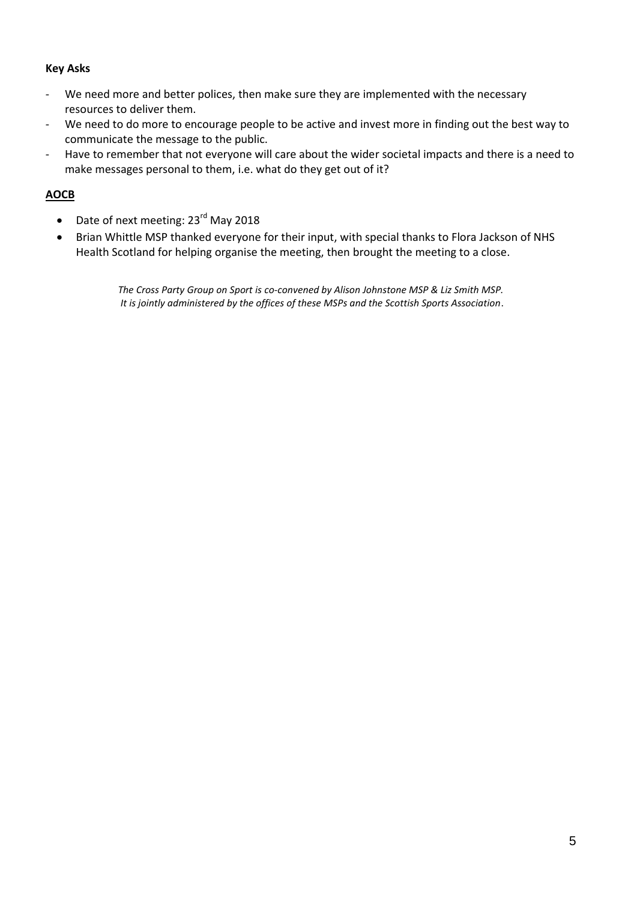**Key Asks**

- We need more and better polices, then make sure they are implemented with the necessary resources to deliver them.
- We need to do more to encourage people to be active and invest more in finding out the best way to communicate the message to the public.
- Have to remember that not everyone will care about the wider societal impacts and there is a need to make messages personal to them, i.e. what do they get out of it?

**AOCB**

- Date of next meeting: 23rd May 2018
- Brian Whittle MSP thanked everyone for their input, with special thanks to Flora Jackson of NHS Health Scotland for helping organise the meeting, then brought the meeting to a close.

*The Cross Party Group on Sport is co-convened by Alison Johnstone MSP & Liz Smith MSP. It is jointly administered by the offices of these MSPs and the Scottish Sports Association*.